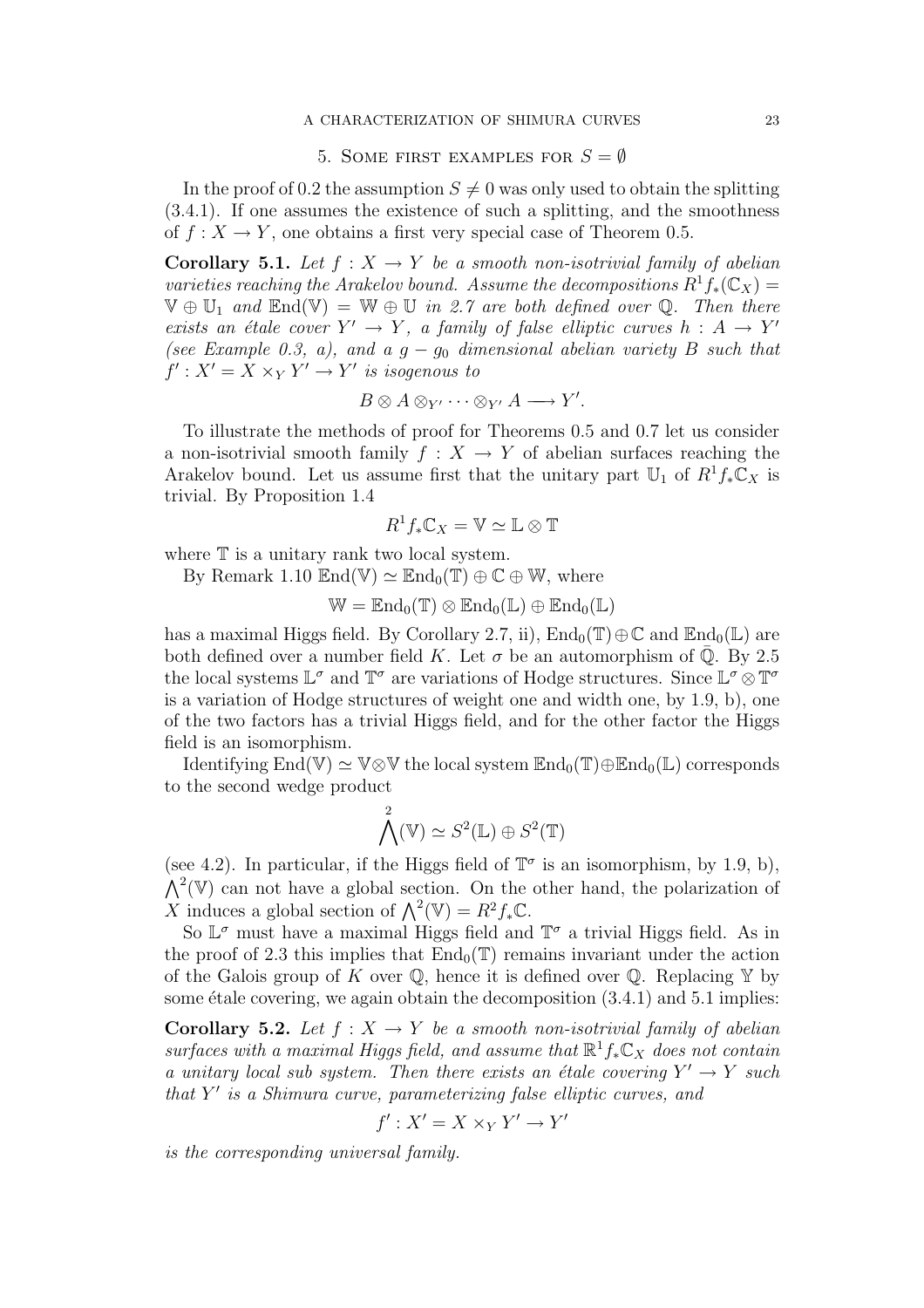## 5. Some first examples for $S = \emptyset$

In the proof of 0.2 the assumption $S \neq 0$ was only used to obtain the splitting (3.4.1). If one assumes the existence of such a splitting, and the smoothness of $f : X \to Y$, one obtains a first very special case of Theorem 0.5.

**Corollary 5.1.** *Let $f : X \to Y$ be a smooth non-isotrivial family of abelian varieties reaching the Arakelov bound. Assume the decompositions $R^1 f_*(\mathbb{C}_X) = \mathbb{V} \oplus \mathbb{U}_1$ and $\mathrm{End}(\mathbb{V}) = \mathbb{W} \oplus \mathbb{U}$ in 2.7 are both defined over $\mathbb{Q}$. Then there exists an étale cover $Y' \to Y$, a family of false elliptic curves $h : A \to Y'$ (see Example 0.3, a), and a $g - g_0$ dimensional abelian variety $B$ such that $f' : X' = X \times_Y Y' \to Y'$ is isogenous to*

$$B \otimes A \otimes_{Y'} \cdots \otimes_{Y'} A \longrightarrow Y'.$$

To illustrate the methods of proof for Theorems 0.5 and 0.7 let us consider a non-isotrivial smooth family $f : X \to Y$ of abelian surfaces reaching the Arakelov bound. Let us assume first that the unitary part $\mathbb{U}_1$ of $R^1 f_* \mathbb{C}_X$ is trivial. By Proposition 1.4

$$R^1 f_* \mathbb{C}_X = \mathbb{V} \simeq \mathbb{L} \otimes \mathbb{T}$$

where $\mathbb{T}$ is a unitary rank two local system.

By Remark 1.10 $\mathrm{End}(\mathbb{V}) \simeq \mathrm{End}_0(\mathbb{T}) \oplus \mathbb{C} \oplus \mathbb{W}$, where

$$\mathbb{W} = \mathrm{End}_0(\mathbb{T}) \otimes \mathrm{End}_0(\mathbb{L}) \oplus \mathrm{End}_0(\mathbb{L})$$

has a maximal Higgs field. By Corollary 2.7, ii), $\mathrm{End}_0(\mathbb{T}) \oplus \mathbb{C}$ and $\mathrm{End}_0(\mathbb{L})$ are both defined over a number field $K$. Let $\sigma$ be an automorphism of $\bar{\mathbb{Q}}$. By 2.5 the local systems $\mathbb{L}^\sigma$ and $\mathbb{T}^\sigma$ are variations of Hodge structures. Since $\mathbb{L}^\sigma \otimes \mathbb{T}^\sigma$ is a variation of Hodge structures of weight one and width one, by 1.9, b), one of the two factors has a trivial Higgs field, and for the other factor the Higgs field is an isomorphism.

Identifying $\mathrm{End}(\mathbb{V}) \simeq \mathbb{V} \otimes \mathbb{V}$ the local system $\mathrm{End}_0(\mathbb{T}) \oplus \mathrm{End}_0(\mathbb{L})$ corresponds to the second wedge product

$$\bigwedge^2 (\mathbb{V}) \simeq S^2(\mathbb{L}) \oplus S^2(\mathbb{T})$$

(see 4.2). In particular, if the Higgs field of $\mathbb{T}^\sigma$ is an isomorphism, by 1.9, b), $\bigwedge^2(\mathbb{V})$ can not have a global section. On the other hand, the polarization of $X$ induces a global section of $\bigwedge^2(\mathbb{V}) = R^2 f_* \mathbb{C}$.

So $\mathbb{L}^\sigma$ must have a maximal Higgs field and $\mathbb{T}^\sigma$ a trivial Higgs field. As in the proof of 2.3 this implies that $\mathrm{End}_0(\mathbb{T})$ remains invariant under the action of the Galois group of $K$ over $\mathbb{Q}$, hence it is defined over $\mathbb{Q}$. Replacing $\mathbb{Y}$ by some étale covering, we again obtain the decomposition (3.4.1) and 5.1 implies:

**Corollary 5.2.** *Let $f : X \to Y$ be a smooth non-isotrivial family of abelian surfaces with a maximal Higgs field, and assume that $\mathbb{R}^1 f_* \mathbb{C}_X$ does not contain a unitary local sub system. Then there exists an étale covering $Y' \to Y$ such that $Y'$ is a Shimura curve, parameterizing false elliptic curves, and*

$$f' : X' = X \times_Y Y' \to Y'$$

*is the corresponding universal family.*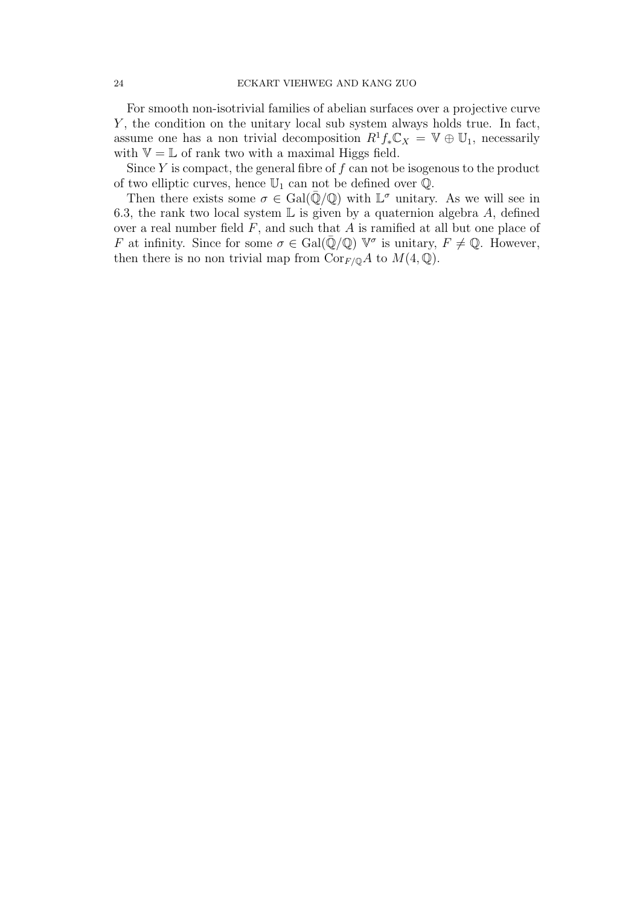For smooth non-isotrivial families of abelian surfaces over a projective curve $Y$, the condition on the unitary local sub system always holds true. In fact, assume one has a non trivial decomposition $R^1 f_* \mathbb{C}_X = \mathbb{V} \oplus \mathbb{U}_1$, necessarily with $\mathbb{V} = \mathbb{L}$ of rank two with a maximal Higgs field.

Since $Y$ is compact, the general fibre of $f$ can not be isogenous to the product of two elliptic curves, hence $\mathbb{U}_1$ can not be defined over $\mathbb{Q}$.

Then there exists some $\sigma \in \mathrm{Gal}(\bar{\mathbb{Q}}/\mathbb{Q})$ with $\mathbb{L}^\sigma$ unitary. As we will see in 6.3, the rank two local system $\mathbb{L}$ is given by a quaternion algebra $A$, defined over a real number field $F$, and such that $A$ is ramified at all but one place of $F$ at infinity. Since for some $\sigma \in \mathrm{Gal}(\bar{\mathbb{Q}}/\mathbb{Q})$ $\mathbb{V}^\sigma$ is unitary, $F \neq \mathbb{Q}$. However, then there is no non trivial map from $\mathrm{Cor}_{F/\mathbb{Q}} A$ to $M(4, \mathbb{Q})$.